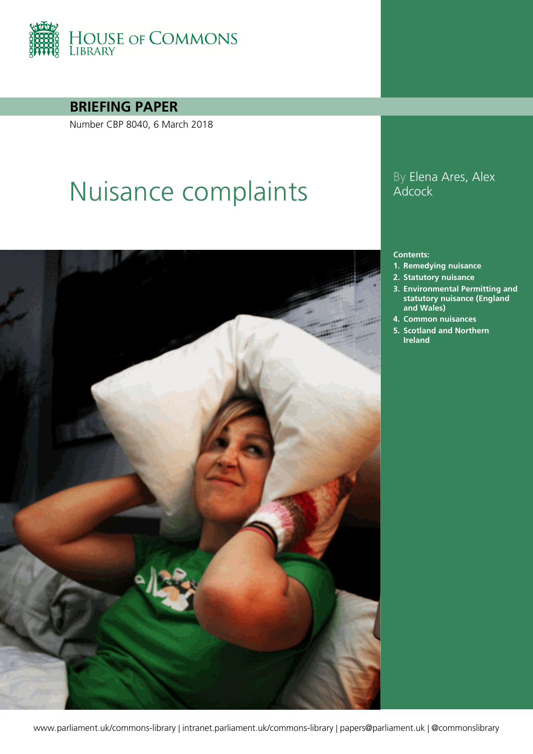HOUSE OF COMMONS LIBRARY

**BRIEFING PAPER**

Number CBP 8040, 6 March 2018

# Nuisance complaints

By Elena Ares, Alex Adcock

**Contents:**

1. **Remedying nuisance**
2. **Statutory nuisance**
3. **Environmental Permitting and statutory nuisance (England and Wales)**
4. **Common nuisances**
5. **Scotland and Northern Ireland**

www.parliament.uk/commons-library | intranet.parliament.uk/commons-library | papers@parliament.uk | @commonslibrary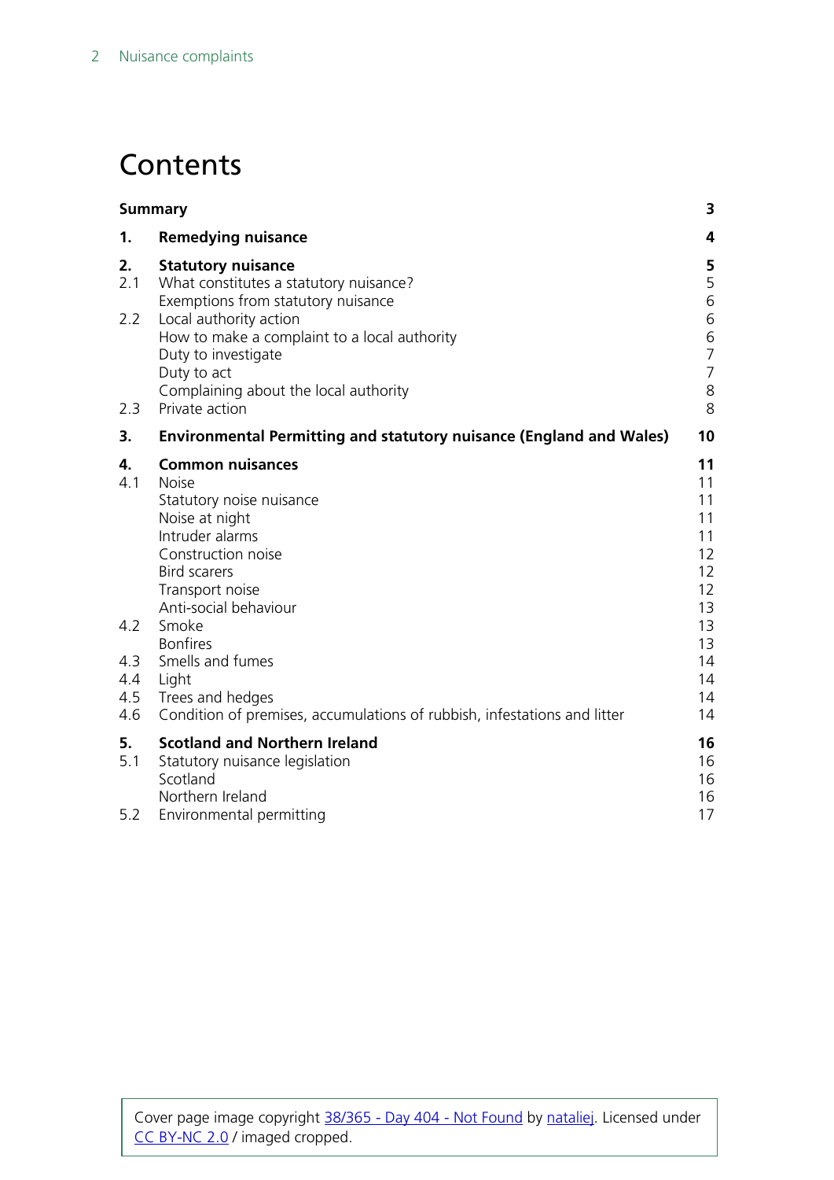# Contents

| | | |
|---|---|---|
| **Summary** | | **3** |
| **1.** | **Remedying nuisance** | **4** |
| **2.** | **Statutory nuisance** | **5** |
| 2.1 | What constitutes a statutory nuisance? | 5 |
| | Exemptions from statutory nuisance | 6 |
| 2.2 | Local authority action | 6 |
| | How to make a complaint to a local authority | 6 |
| | Duty to investigate | 7 |
| | Duty to act | 7 |
| | Complaining about the local authority | 8 |
| 2.3 | Private action | 8 |
| **3.** | **Environmental Permitting and statutory nuisance (England and Wales)** | **10** |
| **4.** | **Common nuisances** | **11** |
| 4.1 | Noise | 11 |
| | Statutory noise nuisance | 11 |
| | Noise at night | 11 |
| | Intruder alarms | 11 |
| | Construction noise | 12 |
| | Bird scarers | 12 |
| | Transport noise | 12 |
| | Anti-social behaviour | 13 |
| 4.2 | Smoke | 13 |
| | Bonfires | 13 |
| 4.3 | Smells and fumes | 14 |
| 4.4 | Light | 14 |
| 4.5 | Trees and hedges | 14 |
| 4.6 | Condition of premises, accumulations of rubbish, infestations and litter | 14 |
| **5.** | **Scotland and Northern Ireland** | **16** |
| 5.1 | Statutory nuisance legislation | 16 |
| | Scotland | 16 |
| | Northern Ireland | 16 |
| 5.2 | Environmental permitting | 17 |

Cover page image copyright 38/365 - Day 404 - Not Found by nataliej. Licensed under CC BY-NC 2.0 / imaged cropped.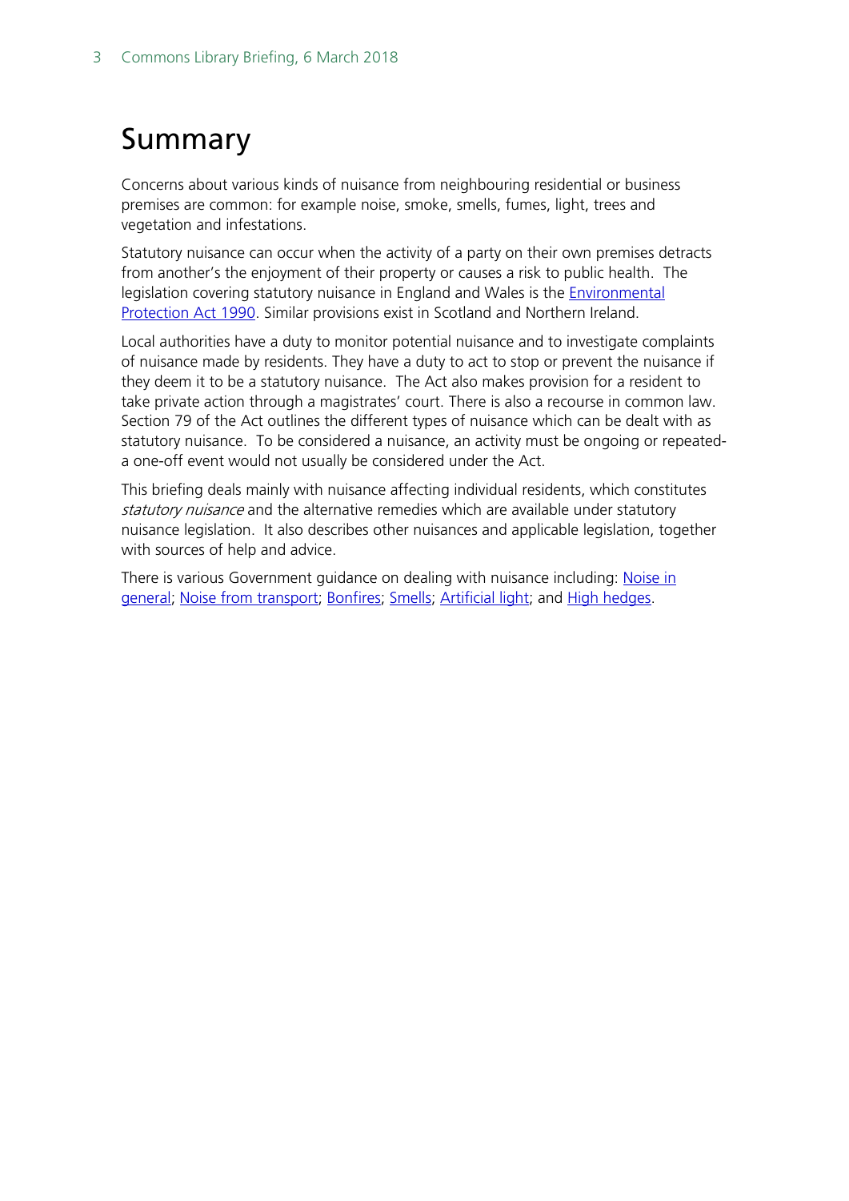# Summary

Concerns about various kinds of nuisance from neighbouring residential or business premises are common: for example noise, smoke, smells, fumes, light, trees and vegetation and infestations.

Statutory nuisance can occur when the activity of a party on their own premises detracts from another's the enjoyment of their property or causes a risk to public health. The legislation covering statutory nuisance in England and Wales is the Environmental Protection Act 1990. Similar provisions exist in Scotland and Northern Ireland.

Local authorities have a duty to monitor potential nuisance and to investigate complaints of nuisance made by residents. They have a duty to act to stop or prevent the nuisance if they deem it to be a statutory nuisance. The Act also makes provision for a resident to take private action through a magistrates' court. There is also a recourse in common law. Section 79 of the Act outlines the different types of nuisance which can be dealt with as statutory nuisance. To be considered a nuisance, an activity must be ongoing or repeated- a one-off event would not usually be considered under the Act.

This briefing deals mainly with nuisance affecting individual residents, which constitutes *statutory nuisance* and the alternative remedies which are available under statutory nuisance legislation. It also describes other nuisances and applicable legislation, together with sources of help and advice.

There is various Government guidance on dealing with nuisance including: Noise in general; Noise from transport; Bonfires; Smells; Artificial light; and High hedges.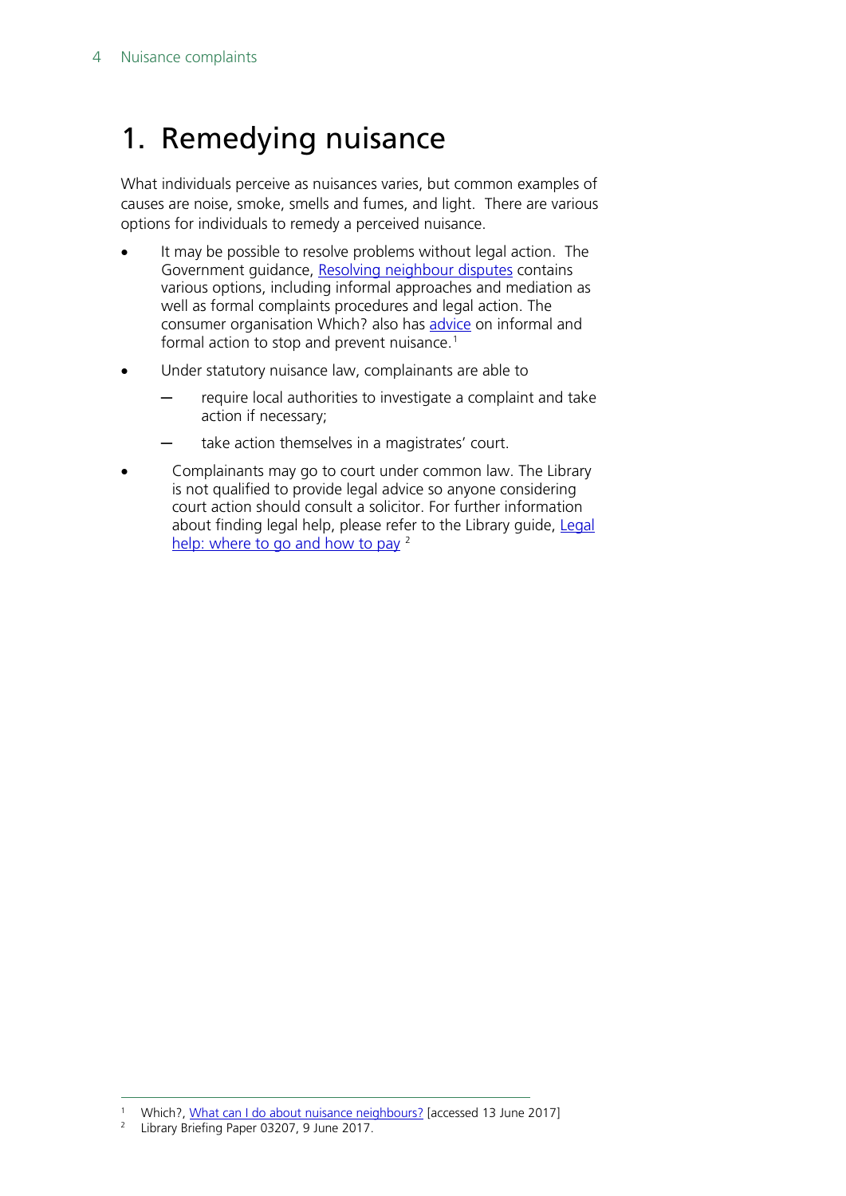# 1. Remedying nuisance

What individuals perceive as nuisances varies, but common examples of causes are noise, smoke, smells and fumes, and light. There are various options for individuals to remedy a perceived nuisance.

- It may be possible to resolve problems without legal action. The Government guidance, [Resolving neighbour disputes] contains various options, including informal approaches and mediation as well as formal complaints procedures and legal action. The consumer organisation Which? also has [advice] on informal and formal action to stop and prevent nuisance.[1]
- Under statutory nuisance law, complainants are able to
  - require local authorities to investigate a complaint and take action if necessary;
  - take action themselves in a magistrates' court.
- Complainants may go to court under common law. The Library is not qualified to provide legal advice so anyone considering court action should consult a solicitor. For further information about finding legal help, please refer to the Library guide, [Legal help: where to go and how to pay] [2]

---

[1] Which?, What can I do about nuisance neighbours? [accessed 13 June 2017]

[2] Library Briefing Paper 03207, 9 June 2017.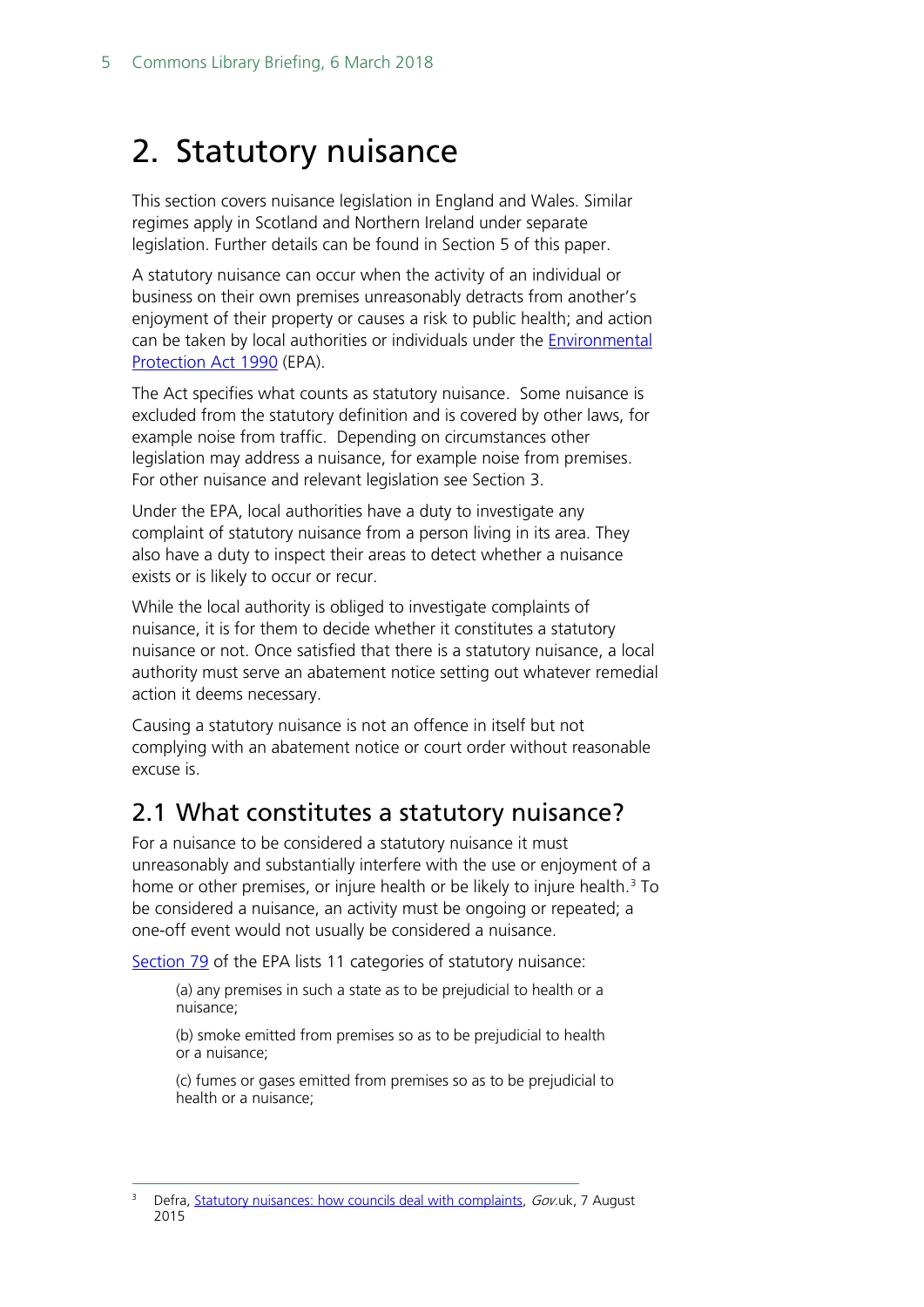# 2. Statutory nuisance

This section covers nuisance legislation in England and Wales. Similar regimes apply in Scotland and Northern Ireland under separate legislation. Further details can be found in Section 5 of this paper.

A statutory nuisance can occur when the activity of an individual or business on their own premises unreasonably detracts from another's enjoyment of their property or causes a risk to public health; and action can be taken by local authorities or individuals under the Environmental Protection Act 1990 (EPA).

The Act specifies what counts as statutory nuisance. Some nuisance is excluded from the statutory definition and is covered by other laws, for example noise from traffic. Depending on circumstances other legislation may address a nuisance, for example noise from premises. For other nuisance and relevant legislation see Section 3.

Under the EPA, local authorities have a duty to investigate any complaint of statutory nuisance from a person living in its area. They also have a duty to inspect their areas to detect whether a nuisance exists or is likely to occur or recur.

While the local authority is obliged to investigate complaints of nuisance, it is for them to decide whether it constitutes a statutory nuisance or not. Once satisfied that there is a statutory nuisance, a local authority must serve an abatement notice setting out whatever remedial action it deems necessary.

Causing a statutory nuisance is not an offence in itself but not complying with an abatement notice or court order without reasonable excuse is.

## 2.1 What constitutes a statutory nuisance?

For a nuisance to be considered a statutory nuisance it must unreasonably and substantially interfere with the use or enjoyment of a home or other premises, or injure health or be likely to injure health.[3] To be considered a nuisance, an activity must be ongoing or repeated; a one-off event would not usually be considered a nuisance.

Section 79 of the EPA lists 11 categories of statutory nuisance:

> (a) any premises in such a state as to be prejudicial to health or a nuisance;
>
> (b) smoke emitted from premises so as to be prejudicial to health or a nuisance;
>
> (c) fumes or gases emitted from premises so as to be prejudicial to health or a nuisance;

---

[3] Defra, Statutory nuisances: how councils deal with complaints, *Gov.*uk, 7 August 2015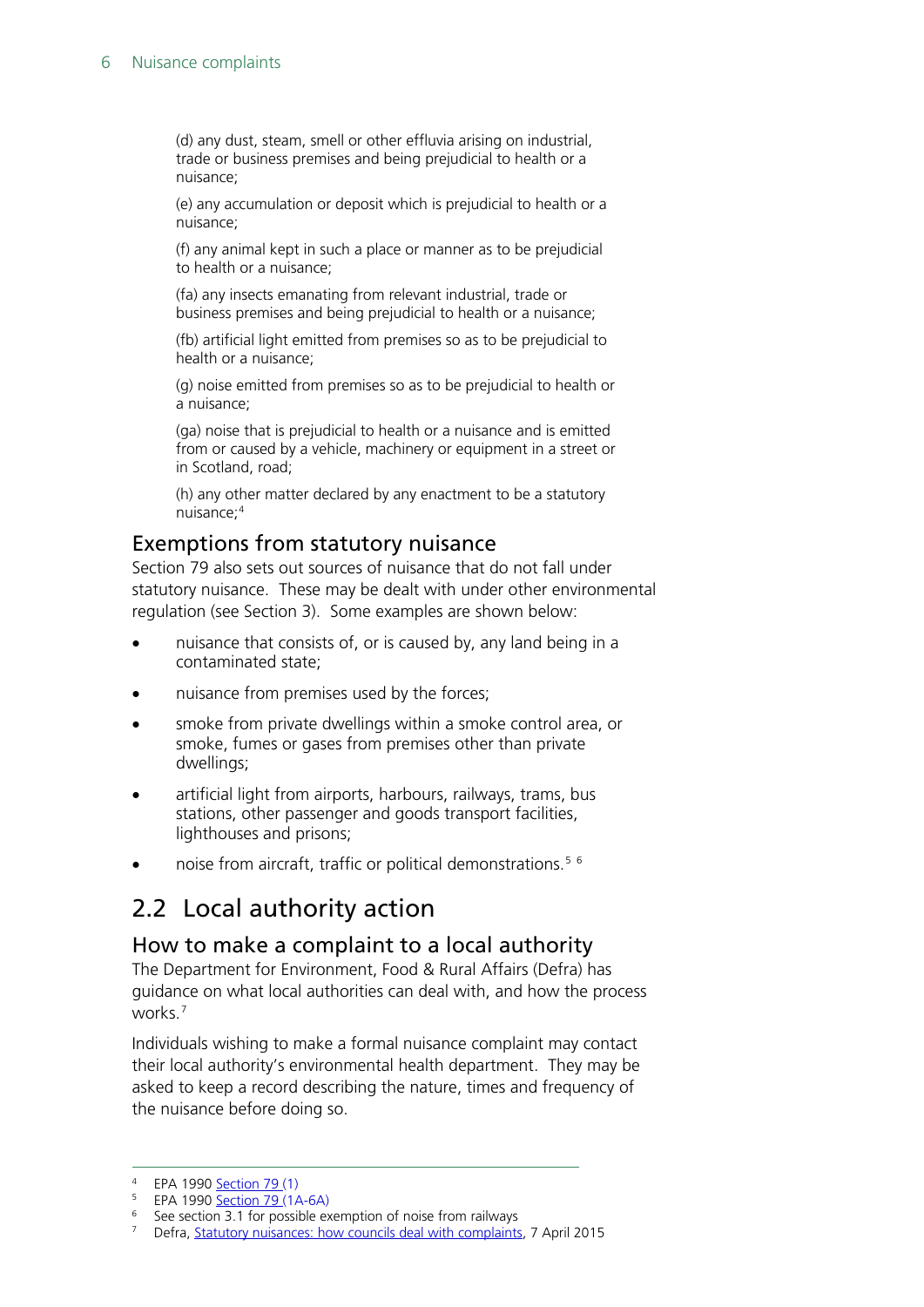(d) any dust, steam, smell or other effluvia arising on industrial, trade or business premises and being prejudicial to health or a nuisance;

(e) any accumulation or deposit which is prejudicial to health or a nuisance;

(f) any animal kept in such a place or manner as to be prejudicial to health or a nuisance;

(fa) any insects emanating from relevant industrial, trade or business premises and being prejudicial to health or a nuisance;

(fb) artificial light emitted from premises so as to be prejudicial to health or a nuisance;

(g) noise emitted from premises so as to be prejudicial to health or a nuisance;

(ga) noise that is prejudicial to health or a nuisance and is emitted from or caused by a vehicle, machinery or equipment in a street or in Scotland, road;

(h) any other matter declared by any enactment to be a statutory nuisance;[4]

### Exemptions from statutory nuisance

Section 79 also sets out sources of nuisance that do not fall under statutory nuisance. These may be dealt with under other environmental regulation (see Section 3). Some examples are shown below:

- nuisance that consists of, or is caused by, any land being in a contaminated state;
- nuisance from premises used by the forces;
- smoke from private dwellings within a smoke control area, or smoke, fumes or gases from premises other than private dwellings;
- artificial light from airports, harbours, railways, trams, bus stations, other passenger and goods transport facilities, lighthouses and prisons;
- noise from aircraft, traffic or political demonstrations.[5] [6]

## 2.2 Local authority action

### How to make a complaint to a local authority

The Department for Environment, Food & Rural Affairs (Defra) has guidance on what local authorities can deal with, and how the process works.[7]

Individuals wishing to make a formal nuisance complaint may contact their local authority's environmental health department. They may be asked to keep a record describing the nature, times and frequency of the nuisance before doing so.

---

[4] EPA 1990 Section 79 (1)

[5] EPA 1990 Section 79 (1A-6A)

[6] See section 3.1 for possible exemption of noise from railways

[7] Defra, Statutory nuisances: how councils deal with complaints, 7 April 2015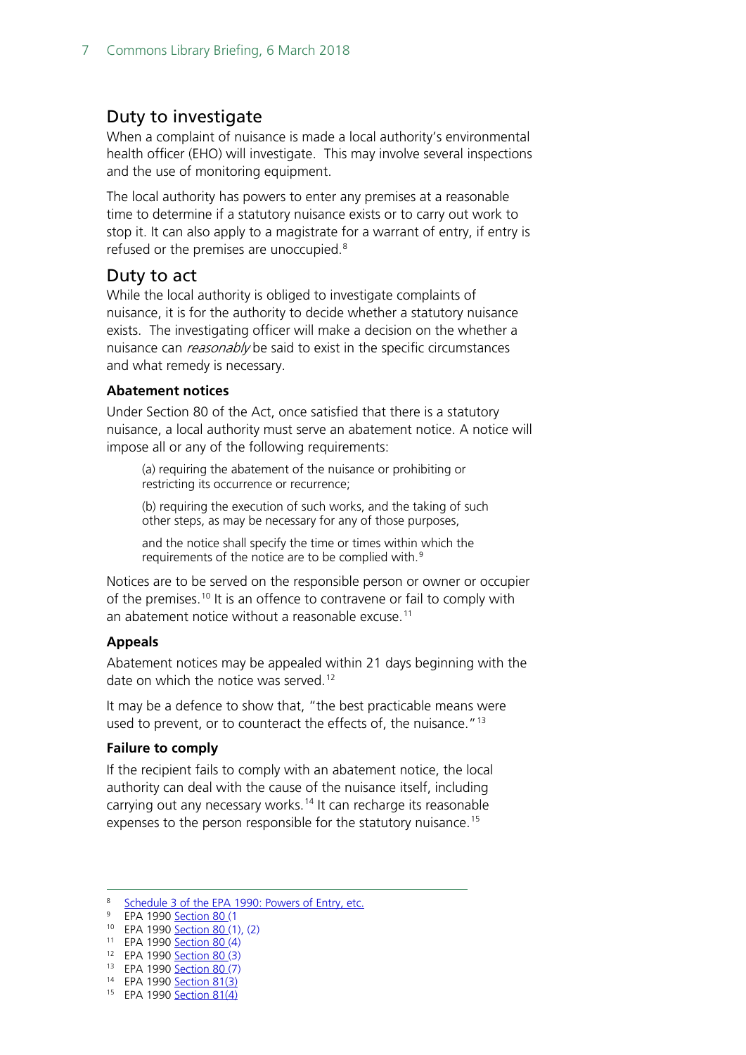## Duty to investigate

When a complaint of nuisance is made a local authority's environmental health officer (EHO) will investigate. This may involve several inspections and the use of monitoring equipment.

The local authority has powers to enter any premises at a reasonable time to determine if a statutory nuisance exists or to carry out work to stop it. It can also apply to a magistrate for a warrant of entry, if entry is refused or the premises are unoccupied.[8]

## Duty to act

While the local authority is obliged to investigate complaints of nuisance, it is for the authority to decide whether a statutory nuisance exists. The investigating officer will make a decision on the whether a nuisance can *reasonably* be said to exist in the specific circumstances and what remedy is necessary.

### Abatement notices

Under Section 80 of the Act, once satisfied that there is a statutory nuisance, a local authority must serve an abatement notice. A notice will impose all or any of the following requirements:

> (a) requiring the abatement of the nuisance or prohibiting or restricting its occurrence or recurrence;
>
> (b) requiring the execution of such works, and the taking of such other steps, as may be necessary for any of those purposes,
>
> and the notice shall specify the time or times within which the requirements of the notice are to be complied with.[9]

Notices are to be served on the responsible person or owner or occupier of the premises.[10] It is an offence to contravene or fail to comply with an abatement notice without a reasonable excuse.[11]

### Appeals

Abatement notices may be appealed within 21 days beginning with the date on which the notice was served.[12]

It may be a defence to show that, "the best practicable means were used to prevent, or to counteract the effects of, the nuisance."[13]

### Failure to comply

If the recipient fails to comply with an abatement notice, the local authority can deal with the cause of the nuisance itself, including carrying out any necessary works.[14] It can recharge its reasonable expenses to the person responsible for the statutory nuisance.[15]

---

8 Schedule 3 of the EPA 1990: Powers of Entry, etc.
9 EPA 1990 Section 80 (1
10 EPA 1990 Section 80 (1), (2)
11 EPA 1990 Section 80 (4)
12 EPA 1990 Section 80 (3)
13 EPA 1990 Section 80 (7)
14 EPA 1990 Section 81(3)
15 EPA 1990 Section 81(4)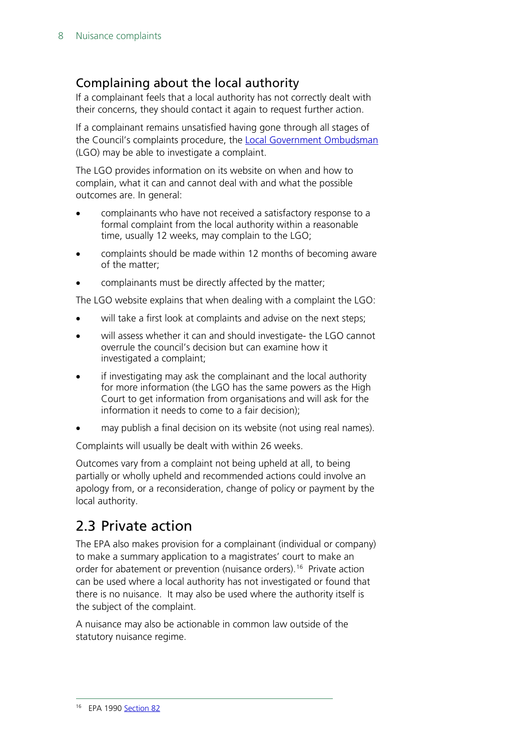## Complaining about the local authority

If a complainant feels that a local authority has not correctly dealt with their concerns, they should contact it again to request further action.

If a complainant remains unsatisfied having gone through all stages of the Council's complaints procedure, the Local Government Ombudsman (LGO) may be able to investigate a complaint.

The LGO provides information on its website on when and how to complain, what it can and cannot deal with and what the possible outcomes are. In general:

- complainants who have not received a satisfactory response to a formal complaint from the local authority within a reasonable time, usually 12 weeks, may complain to the LGO;
- complaints should be made within 12 months of becoming aware of the matter;
- complainants must be directly affected by the matter;

The LGO website explains that when dealing with a complaint the LGO:

- will take a first look at complaints and advise on the next steps;
- will assess whether it can and should investigate- the LGO cannot overrule the council's decision but can examine how it investigated a complaint;
- if investigating may ask the complainant and the local authority for more information (the LGO has the same powers as the High Court to get information from organisations and will ask for the information it needs to come to a fair decision);
- may publish a final decision on its website (not using real names).

Complaints will usually be dealt with within 26 weeks.

Outcomes vary from a complaint not being upheld at all, to being partially or wholly upheld and recommended actions could involve an apology from, or a reconsideration, change of policy or payment by the local authority.

# 2.3 Private action

The EPA also makes provision for a complainant (individual or company) to make a summary application to a magistrates' court to make an order for abatement or prevention (nuisance orders).[16] Private action can be used where a local authority has not investigated or found that there is no nuisance. It may also be used where the authority itself is the subject of the complaint.

A nuisance may also be actionable in common law outside of the statutory nuisance regime.

---

[16] EPA 1990 Section 82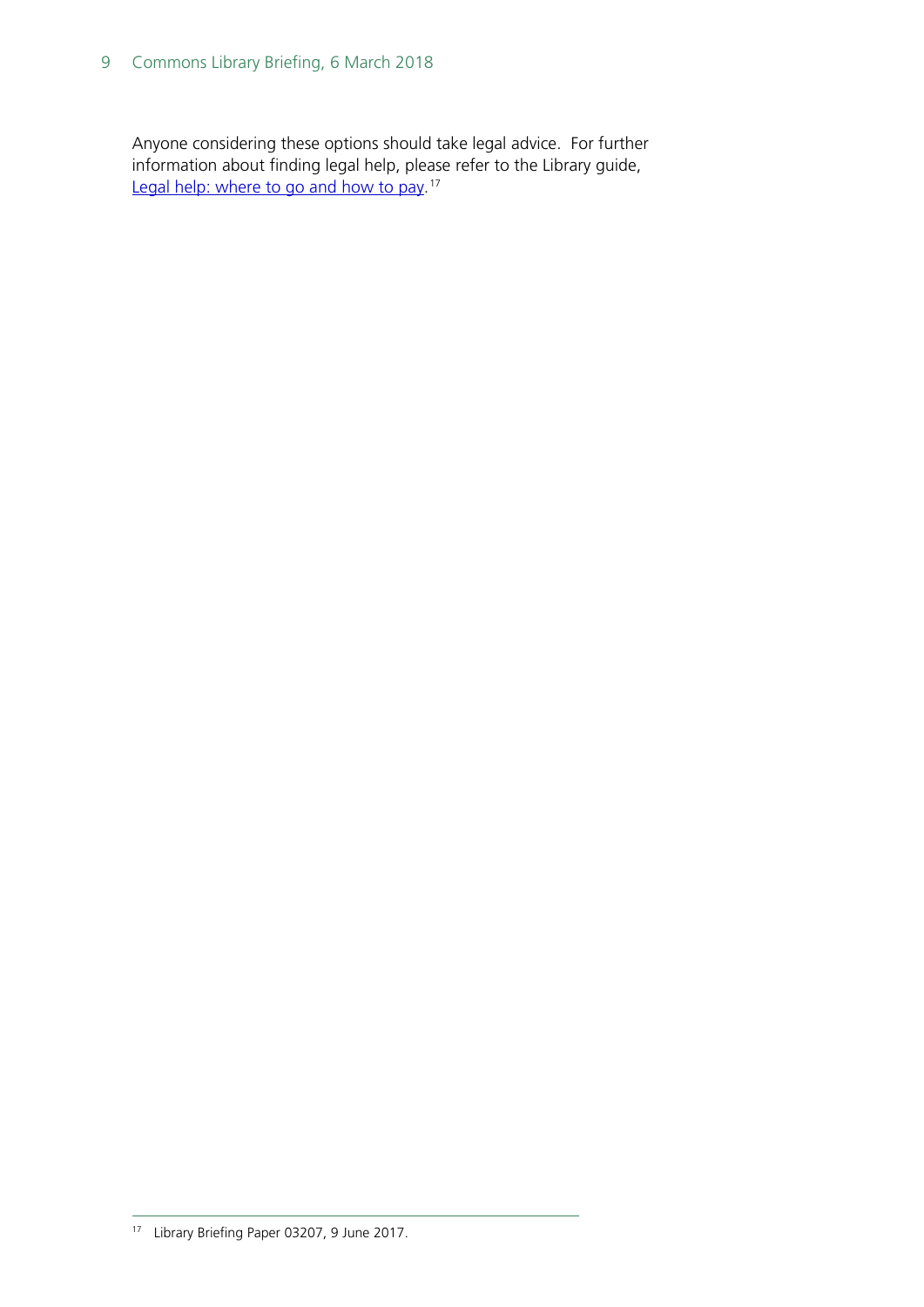Anyone considering these options should take legal advice. For further information about finding legal help, please refer to the Library guide, [Legal help: where to go and how to pay](#).[17]

---

[17] Library Briefing Paper 03207, 9 June 2017.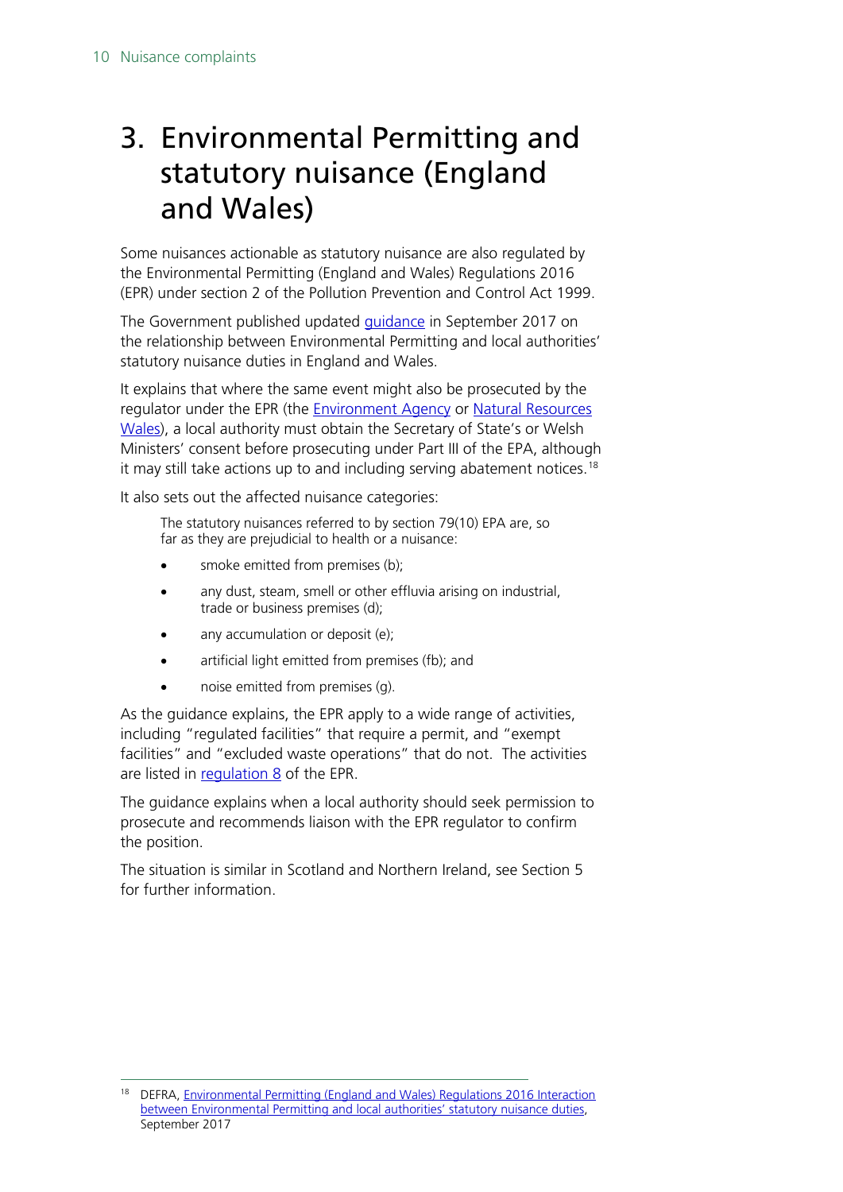# 3. Environmental Permitting and statutory nuisance (England and Wales)

Some nuisances actionable as statutory nuisance are also regulated by the Environmental Permitting (England and Wales) Regulations 2016 (EPR) under section 2 of the Pollution Prevention and Control Act 1999.

The Government published updated guidance in September 2017 on the relationship between Environmental Permitting and local authorities' statutory nuisance duties in England and Wales.

It explains that where the same event might also be prosecuted by the regulator under the EPR (the Environment Agency or Natural Resources Wales), a local authority must obtain the Secretary of State's or Welsh Ministers' consent before prosecuting under Part III of the EPA, although it may still take actions up to and including serving abatement notices.[18]

It also sets out the affected nuisance categories:

> The statutory nuisances referred to by section 79(10) EPA are, so far as they are prejudicial to health or a nuisance:
>
> - smoke emitted from premises (b);
> - any dust, steam, smell or other effluvia arising on industrial, trade or business premises (d);
> - any accumulation or deposit (e);
> - artificial light emitted from premises (fb); and
> - noise emitted from premises (g).

As the guidance explains, the EPR apply to a wide range of activities, including "regulated facilities" that require a permit, and "exempt facilities" and "excluded waste operations" that do not. The activities are listed in regulation 8 of the EPR.

The guidance explains when a local authority should seek permission to prosecute and recommends liaison with the EPR regulator to confirm the position.

The situation is similar in Scotland and Northern Ireland, see Section 5 for further information.

---

[18] DEFRA, Environmental Permitting (England and Wales) Regulations 2016 Interaction between Environmental Permitting and local authorities' statutory nuisance duties, September 2017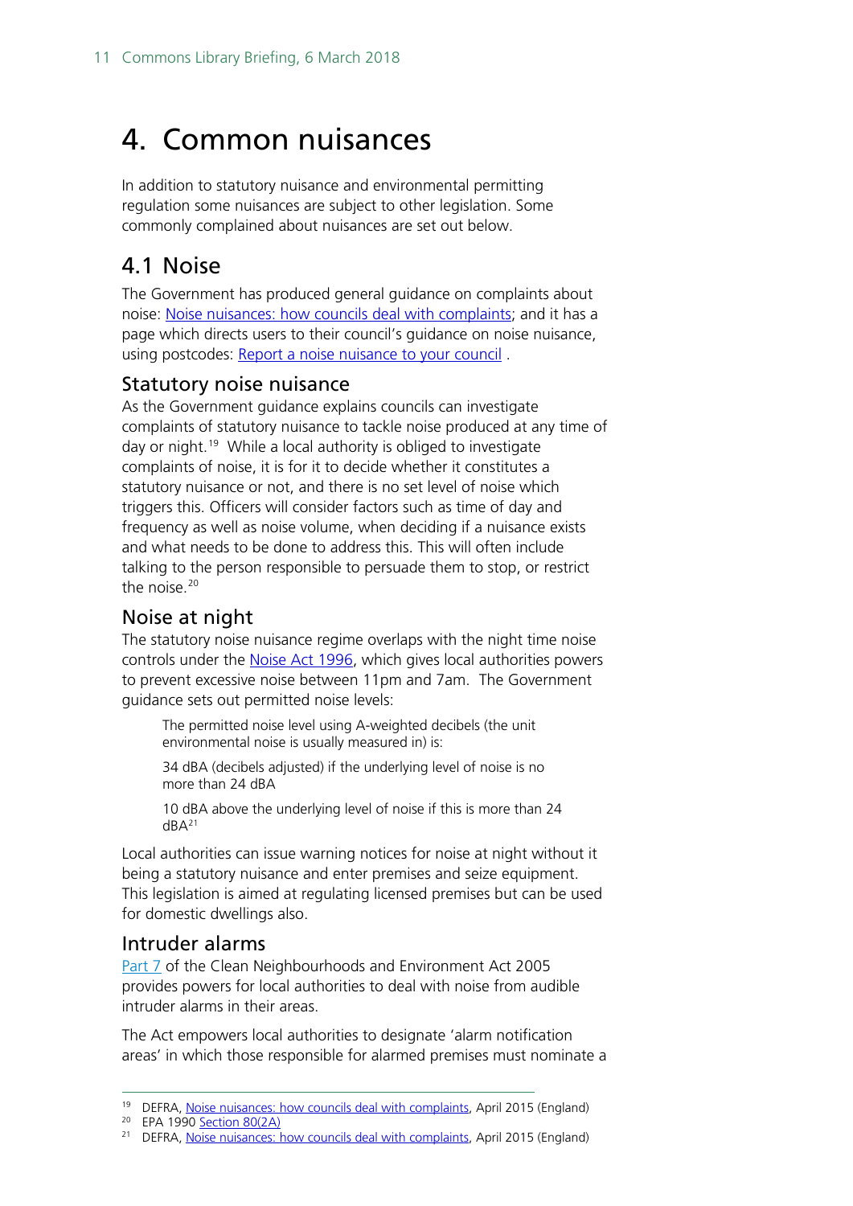# 4. Common nuisances

In addition to statutory nuisance and environmental permitting regulation some nuisances are subject to other legislation. Some commonly complained about nuisances are set out below.

## 4.1 Noise

The Government has produced general guidance on complaints about noise: Noise nuisances: how councils deal with complaints; and it has a page which directs users to their council's guidance on noise nuisance, using postcodes: Report a noise nuisance to your council .

### Statutory noise nuisance

As the Government guidance explains councils can investigate complaints of statutory nuisance to tackle noise produced at any time of day or night.[19] While a local authority is obliged to investigate complaints of noise, it is for it to decide whether it constitutes a statutory nuisance or not, and there is no set level of noise which triggers this. Officers will consider factors such as time of day and frequency as well as noise volume, when deciding if a nuisance exists and what needs to be done to address this. This will often include talking to the person responsible to persuade them to stop, or restrict the noise.[20]

### Noise at night

The statutory noise nuisance regime overlaps with the night time noise controls under the Noise Act 1996, which gives local authorities powers to prevent excessive noise between 11pm and 7am. The Government guidance sets out permitted noise levels:

> The permitted noise level using A-weighted decibels (the unit environmental noise is usually measured in) is:
>
> 34 dBA (decibels adjusted) if the underlying level of noise is no more than 24 dBA
>
> 10 dBA above the underlying level of noise if this is more than 24 dBA[21]

Local authorities can issue warning notices for noise at night without it being a statutory nuisance and enter premises and seize equipment. This legislation is aimed at regulating licensed premises but can be used for domestic dwellings also.

### Intruder alarms

Part 7 of the Clean Neighbourhoods and Environment Act 2005 provides powers for local authorities to deal with noise from audible intruder alarms in their areas.

The Act empowers local authorities to designate 'alarm notification areas' in which those responsible for alarmed premises must nominate a

---

[19] DEFRA, Noise nuisances: how councils deal with complaints, April 2015 (England)

[20] EPA 1990 Section 80(2A)

[21] DEFRA, Noise nuisances: how councils deal with complaints, April 2015 (England)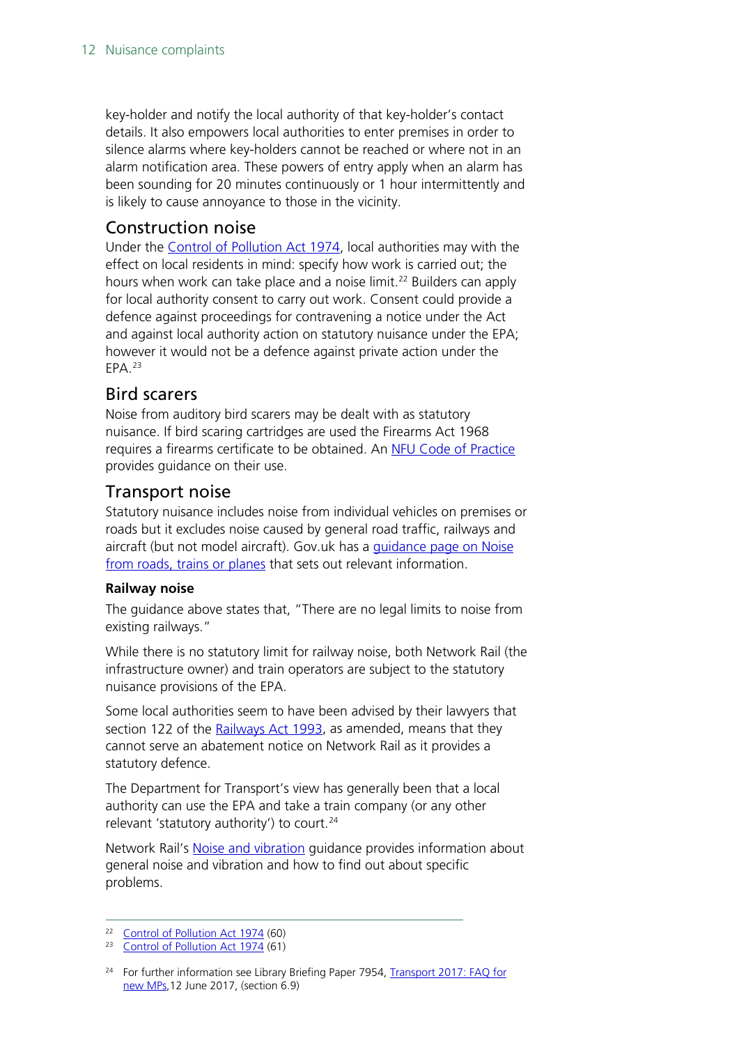key-holder and notify the local authority of that key-holder's contact details. It also empowers local authorities to enter premises in order to silence alarms where key-holders cannot be reached or where not in an alarm notification area. These powers of entry apply when an alarm has been sounding for 20 minutes continuously or 1 hour intermittently and is likely to cause annoyance to those in the vicinity.

## Construction noise

Under the Control of Pollution Act 1974, local authorities may with the effect on local residents in mind: specify how work is carried out; the hours when work can take place and a noise limit.[22] Builders can apply for local authority consent to carry out work. Consent could provide a defence against proceedings for contravening a notice under the Act and against local authority action on statutory nuisance under the EPA; however it would not be a defence against private action under the EPA.[23]

## Bird scarers

Noise from auditory bird scarers may be dealt with as statutory nuisance. If bird scaring cartridges are used the Firearms Act 1968 requires a firearms certificate to be obtained. An NFU Code of Practice provides guidance on their use.

## Transport noise

Statutory nuisance includes noise from individual vehicles on premises or roads but it excludes noise caused by general road traffic, railways and aircraft (but not model aircraft). Gov.uk has a guidance page on Noise from roads, trains or planes that sets out relevant information.

### Railway noise

The guidance above states that, "There are no legal limits to noise from existing railways."

While there is no statutory limit for railway noise, both Network Rail (the infrastructure owner) and train operators are subject to the statutory nuisance provisions of the EPA.

Some local authorities seem to have been advised by their lawyers that section 122 of the Railways Act 1993, as amended, means that they cannot serve an abatement notice on Network Rail as it provides a statutory defence.

The Department for Transport's view has generally been that a local authority can use the EPA and take a train company (or any other relevant 'statutory authority') to court.[24]

Network Rail's Noise and vibration guidance provides information about general noise and vibration and how to find out about specific problems.

---

[22] Control of Pollution Act 1974 (60)

[23] Control of Pollution Act 1974 (61)

[24] For further information see Library Briefing Paper 7954, Transport 2017: FAQ for new MPs,12 June 2017, (section 6.9)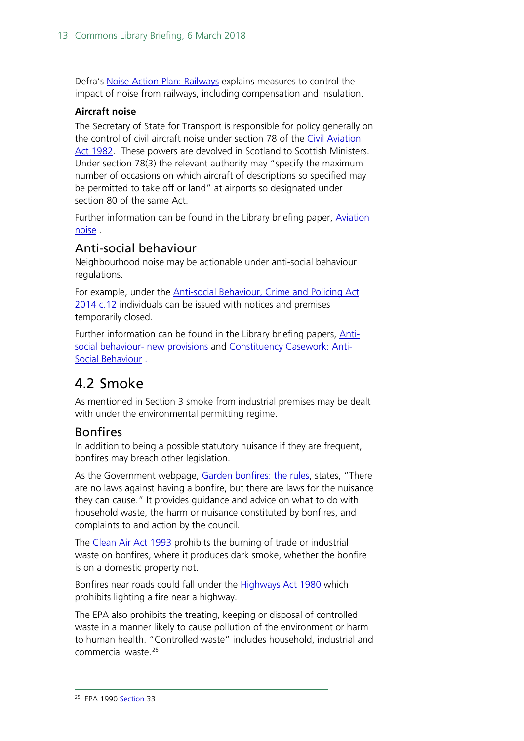Defra's Noise Action Plan: Railways explains measures to control the impact of noise from railways, including compensation and insulation.

**Aircraft noise**

The Secretary of State for Transport is responsible for policy generally on the control of civil aircraft noise under section 78 of the Civil Aviation Act 1982. These powers are devolved in Scotland to Scottish Ministers. Under section 78(3) the relevant authority may "specify the maximum number of occasions on which aircraft of descriptions so specified may be permitted to take off or land" at airports so designated under section 80 of the same Act.

Further information can be found in the Library briefing paper, Aviation noise .

### Anti-social behaviour

Neighbourhood noise may be actionable under anti-social behaviour regulations.

For example, under the Anti-social Behaviour, Crime and Policing Act 2014 c.12 individuals can be issued with notices and premises temporarily closed.

Further information can be found in the Library briefing papers, Anti-social behaviour- new provisions and Constituency Casework: Anti-Social Behaviour .

## 4.2 Smoke

As mentioned in Section 3 smoke from industrial premises may be dealt with under the environmental permitting regime.

### Bonfires

In addition to being a possible statutory nuisance if they are frequent, bonfires may breach other legislation.

As the Government webpage, Garden bonfires: the rules, states, "There are no laws against having a bonfire, but there are laws for the nuisance they can cause." It provides guidance and advice on what to do with household waste, the harm or nuisance constituted by bonfires, and complaints to and action by the council.

The Clean Air Act 1993 prohibits the burning of trade or industrial waste on bonfires, where it produces dark smoke, whether the bonfire is on a domestic property not.

Bonfires near roads could fall under the Highways Act 1980 which prohibits lighting a fire near a highway.

The EPA also prohibits the treating, keeping or disposal of controlled waste in a manner likely to cause pollution of the environment or harm to human health. "Controlled waste" includes household, industrial and commercial waste.[25]

---

[25] EPA 1990 Section 33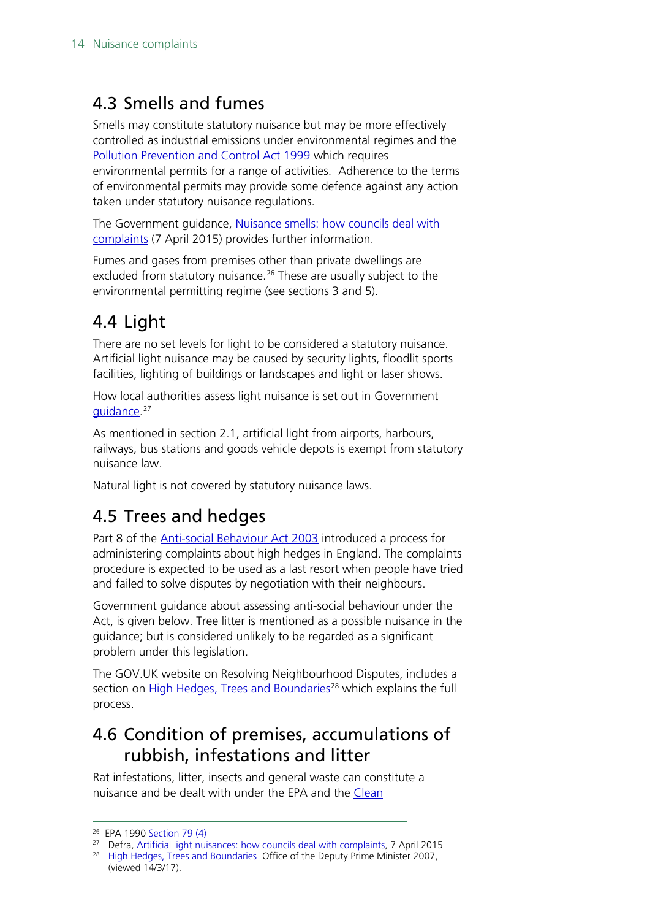## 4.3 Smells and fumes

Smells may constitute statutory nuisance but may be more effectively controlled as industrial emissions under environmental regimes and the Pollution Prevention and Control Act 1999 which requires environmental permits for a range of activities. Adherence to the terms of environmental permits may provide some defence against any action taken under statutory nuisance regulations.

The Government guidance, Nuisance smells: how councils deal with complaints (7 April 2015) provides further information.

Fumes and gases from premises other than private dwellings are excluded from statutory nuisance.[26] These are usually subject to the environmental permitting regime (see sections 3 and 5).

## 4.4 Light

There are no set levels for light to be considered a statutory nuisance. Artificial light nuisance may be caused by security lights, floodlit sports facilities, lighting of buildings or landscapes and light or laser shows.

How local authorities assess light nuisance is set out in Government guidance.[27]

As mentioned in section 2.1, artificial light from airports, harbours, railways, bus stations and goods vehicle depots is exempt from statutory nuisance law.

Natural light is not covered by statutory nuisance laws.

## 4.5 Trees and hedges

Part 8 of the Anti-social Behaviour Act 2003 introduced a process for administering complaints about high hedges in England. The complaints procedure is expected to be used as a last resort when people have tried and failed to solve disputes by negotiation with their neighbours.

Government guidance about assessing anti-social behaviour under the Act, is given below. Tree litter is mentioned as a possible nuisance in the guidance; but is considered unlikely to be regarded as a significant problem under this legislation.

The GOV.UK website on Resolving Neighbourhood Disputes, includes a section on High Hedges, Trees and Boundaries[28] which explains the full process.

## 4.6 Condition of premises, accumulations of rubbish, infestations and litter

Rat infestations, litter, insects and general waste can constitute a nuisance and be dealt with under the EPA and the Clean

---

[26] EPA 1990 Section 79 (4)

[27] Defra, Artificial light nuisances: how councils deal with complaints, 7 April 2015

[28] High Hedges, Trees and Boundaries Office of the Deputy Prime Minister 2007, (viewed 14/3/17).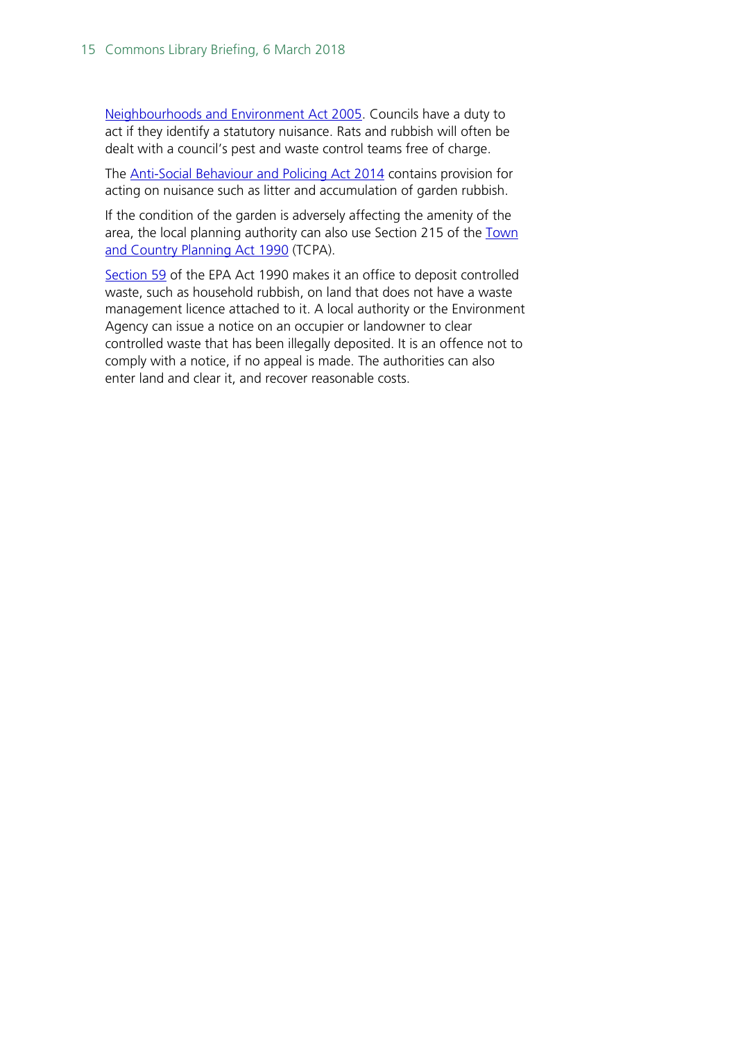Neighbourhoods and Environment Act 2005. Councils have a duty to act if they identify a statutory nuisance. Rats and rubbish will often be dealt with a council's pest and waste control teams free of charge.

The Anti-Social Behaviour and Policing Act 2014 contains provision for acting on nuisance such as litter and accumulation of garden rubbish.

If the condition of the garden is adversely affecting the amenity of the area, the local planning authority can also use Section 215 of the Town and Country Planning Act 1990 (TCPA).

Section 59 of the EPA Act 1990 makes it an office to deposit controlled waste, such as household rubbish, on land that does not have a waste management licence attached to it. A local authority or the Environment Agency can issue a notice on an occupier or landowner to clear controlled waste that has been illegally deposited. It is an offence not to comply with a notice, if no appeal is made. The authorities can also enter land and clear it, and recover reasonable costs.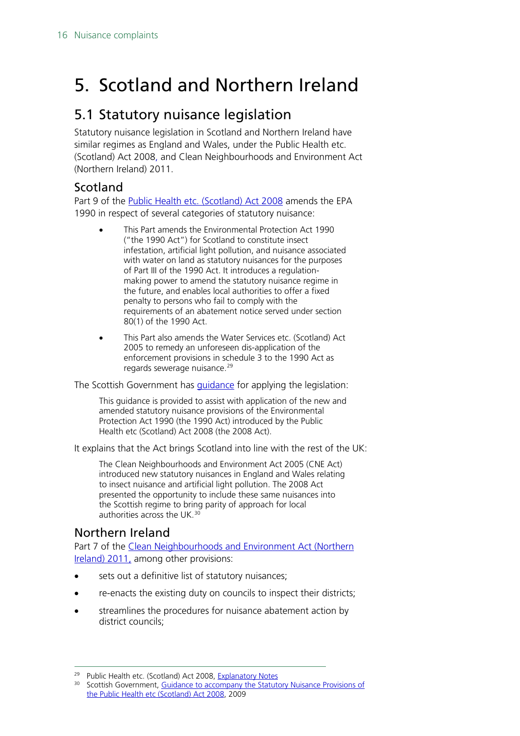# 5. Scotland and Northern Ireland

## 5.1 Statutory nuisance legislation

Statutory nuisance legislation in Scotland and Northern Ireland have similar regimes as England and Wales, under the Public Health etc. (Scotland) Act 2008, and Clean Neighbourhoods and Environment Act (Northern Ireland) 2011.

### Scotland

Part 9 of the Public Health etc. (Scotland) Act 2008 amends the EPA 1990 in respect of several categories of statutory nuisance:

> - This Part amends the Environmental Protection Act 1990 ("the 1990 Act") for Scotland to constitute insect infestation, artificial light pollution, and nuisance associated with water on land as statutory nuisances for the purposes of Part III of the 1990 Act. It introduces a regulation-making power to amend the statutory nuisance regime in the future, and enables local authorities to offer a fixed penalty to persons who fail to comply with the requirements of an abatement notice served under section 80(1) of the 1990 Act.
> - This Part also amends the Water Services etc. (Scotland) Act 2005 to remedy an unforeseen dis-application of the enforcement provisions in schedule 3 to the 1990 Act as regards sewerage nuisance.[29]

The Scottish Government has guidance for applying the legislation:

> This guidance is provided to assist with application of the new and amended statutory nuisance provisions of the Environmental Protection Act 1990 (the 1990 Act) introduced by the Public Health etc (Scotland) Act 2008 (the 2008 Act).

It explains that the Act brings Scotland into line with the rest of the UK:

> The Clean Neighbourhoods and Environment Act 2005 (CNE Act) introduced new statutory nuisances in England and Wales relating to insect nuisance and artificial light pollution. The 2008 Act presented the opportunity to include these same nuisances into the Scottish regime to bring parity of approach for local authorities across the UK.[30]

### Northern Ireland

Part 7 of the Clean Neighbourhoods and Environment Act (Northern Ireland) 2011, among other provisions:

- sets out a definitive list of statutory nuisances;
- re-enacts the existing duty on councils to inspect their districts;
- streamlines the procedures for nuisance abatement action by district councils;

---

[29] Public Health etc. (Scotland) Act 2008, Explanatory Notes

[30] Scottish Government, Guidance to accompany the Statutory Nuisance Provisions of the Public Health etc (Scotland) Act 2008, 2009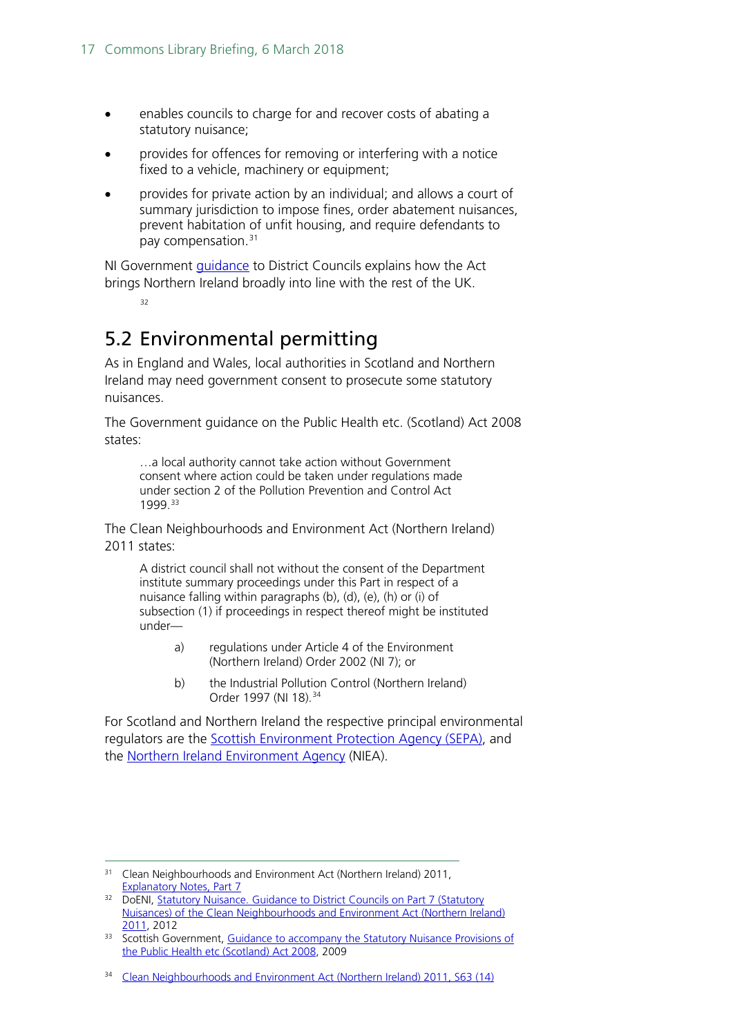- enables councils to charge for and recover costs of abating a statutory nuisance;
- provides for offences for removing or interfering with a notice fixed to a vehicle, machinery or equipment;
- provides for private action by an individual; and allows a court of summary jurisdiction to impose fines, order abatement nuisances, prevent habitation of unfit housing, and require defendants to pay compensation.[31]

NI Government guidance to District Councils explains how the Act brings Northern Ireland broadly into line with the rest of the UK.

[32]

## 5.2 Environmental permitting

As in England and Wales, local authorities in Scotland and Northern Ireland may need government consent to prosecute some statutory nuisances.

The Government guidance on the Public Health etc. (Scotland) Act 2008 states:

> …a local authority cannot take action without Government consent where action could be taken under regulations made under section 2 of the Pollution Prevention and Control Act 1999.[33]

The Clean Neighbourhoods and Environment Act (Northern Ireland) 2011 states:

> A district council shall not without the consent of the Department institute summary proceedings under this Part in respect of a nuisance falling within paragraphs (b), (d), (e), (h) or (i) of subsection (1) if proceedings in respect thereof might be instituted under—
>
> a) regulations under Article 4 of the Environment (Northern Ireland) Order 2002 (NI 7); or
>
> b) the Industrial Pollution Control (Northern Ireland) Order 1997 (NI 18).[34]

For Scotland and Northern Ireland the respective principal environmental regulators are the Scottish Environment Protection Agency (SEPA), and the Northern Ireland Environment Agency (NIEA).

---

[31] Clean Neighbourhoods and Environment Act (Northern Ireland) 2011, Explanatory Notes, Part 7

[32] DoENI, Statutory Nuisance. Guidance to District Councils on Part 7 (Statutory Nuisances) of the Clean Neighbourhoods and Environment Act (Northern Ireland) 2011, 2012

[33] Scottish Government, Guidance to accompany the Statutory Nuisance Provisions of the Public Health etc (Scotland) Act 2008, 2009

[34] Clean Neighbourhoods and Environment Act (Northern Ireland) 2011, S63 (14)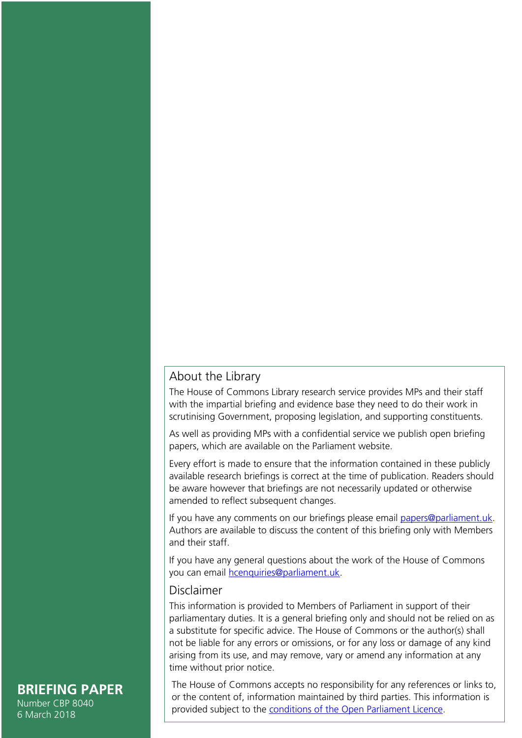## About the Library

The House of Commons Library research service provides MPs and their staff with the impartial briefing and evidence base they need to do their work in scrutinising Government, proposing legislation, and supporting constituents.

As well as providing MPs with a confidential service we publish open briefing papers, which are available on the Parliament website.

Every effort is made to ensure that the information contained in these publicly available research briefings is correct at the time of publication. Readers should be aware however that briefings are not necessarily updated or otherwise amended to reflect subsequent changes.

If you have any comments on our briefings please email papers@parliament.uk. Authors are available to discuss the content of this briefing only with Members and their staff.

If you have any general questions about the work of the House of Commons you can email hcenquiries@parliament.uk.

## Disclaimer

This information is provided to Members of Parliament in support of their parliamentary duties. It is a general briefing only and should not be relied on as a substitute for specific advice. The House of Commons or the author(s) shall not be liable for any errors or omissions, or for any loss or damage of any kind arising from its use, and may remove, vary or amend any information at any time without prior notice.

The House of Commons accepts no responsibility for any references or links to, or the content of, information maintained by third parties. This information is provided subject to the conditions of the Open Parliament Licence.

**BRIEFING PAPER**
Number CBP 8040
6 March 2018